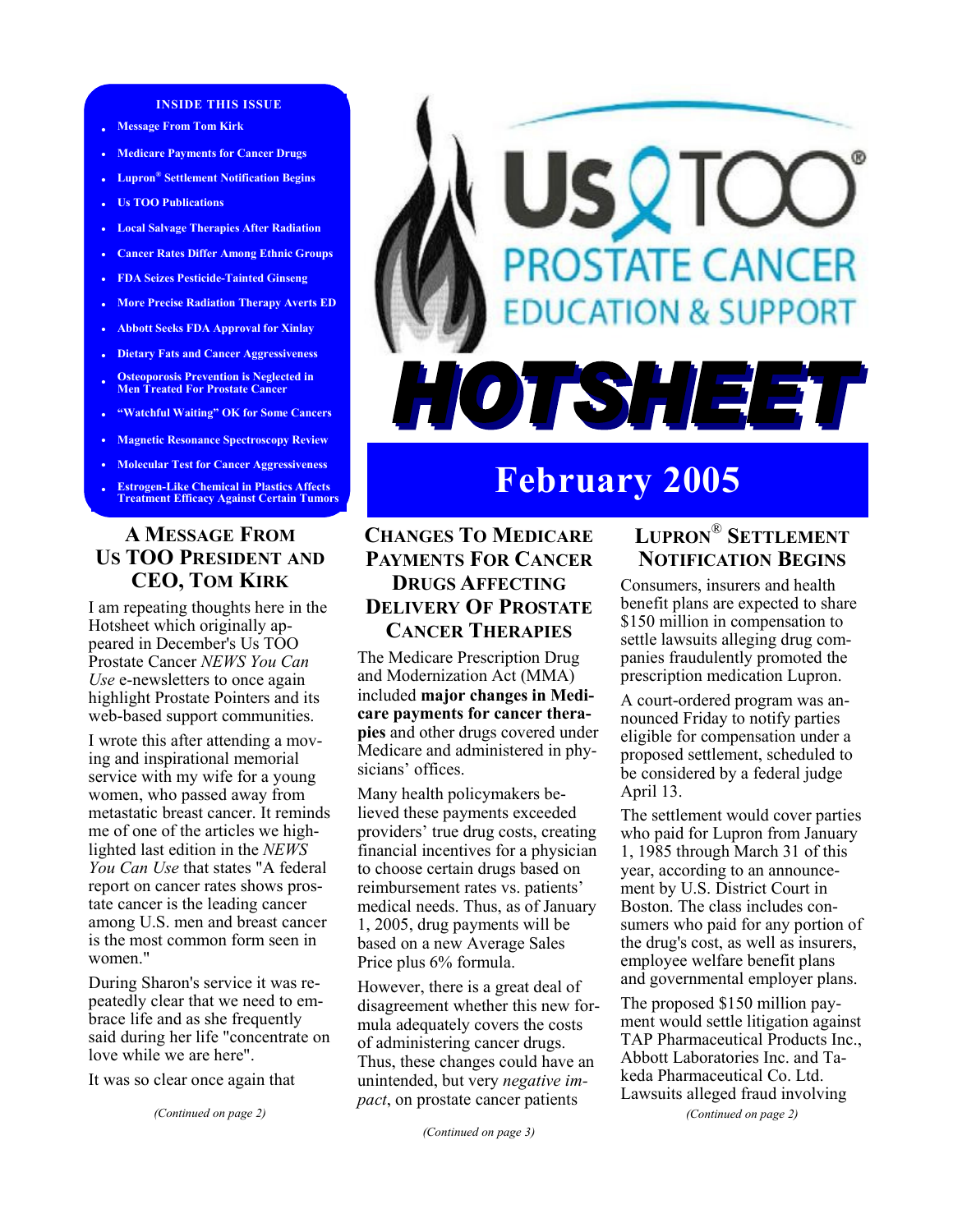# Us TOO PROSTATE CANCER EDUCATION & SUPPORT

# HOTSHEET

## February 2005

**INSIDE THIS ISSUE**

- Message From Tom Kirk
- Medicare Payments for Cancer Drugs
- Lupron® Settlement Notification Begins
- Us TOO Publications
- Local Salvage Therapies After Radiation
- Cancer Rates Differ Among Ethnic Groups
- FDA Seizes Pesticide-Tainted Ginseng
- More Precise Radiation Therapy Averts ED
- Abbott Seeks FDA Approval for Xinlay
- Dietary Fats and Cancer Aggressiveness
- Osteoporosis Prevention is Neglected in Men Treated For Prostate Cancer
- "Watchful Waiting" OK for Some Cancers
- Magnetic Resonance Spectroscopy Review
- Molecular Test for Cancer Aggressiveness
- Estrogen-Like Chemical in Plastics Affects Treatment Efficacy Against Certain Tumors

## A Message From Us TOO President and CEO, Tom Kirk

I am repeating thoughts here in the Hotsheet which originally appeared in December's Us TOO Prostate Cancer *NEWS You Can Use* e-newsletters to once again highlight Prostate Pointers and its web-based support communities.

I wrote this after attending a moving and inspirational memorial service with my wife for a young women, who passed away from metastatic breast cancer. It reminds me of one of the articles we highlighted last edition in the *NEWS You Can Use* that states "A federal report on cancer rates shows prostate cancer is the leading cancer among U.S. men and breast cancer is the most common form seen in women."

During Sharon's service it was repeatedly clear that we need to embrace life and as she frequently said during her life "concentrate on love while we are here".

It was so clear once again that

*(Continued on page 2)*

## Changes To Medicare Payments For Cancer Drugs Affecting Delivery Of Prostate Cancer Therapies

The Medicare Prescription Drug and Modernization Act (MMA) included **major changes in Medicare payments for cancer therapies** and other drugs covered under Medicare and administered in physicians' offices.

Many health policymakers believed these payments exceeded providers' true drug costs, creating financial incentives for a physician to choose certain drugs based on reimbursement rates vs. patients' medical needs. Thus, as of January 1, 2005, drug payments will be based on a new Average Sales Price plus 6% formula.

However, there is a great deal of disagreement whether this new formula adequately covers the costs of administering cancer drugs. Thus, these changes could have an unintended, but very *negative impact*, on prostate cancer patients

*(Continued on page 3)*

## Lupron® Settlement Notification Begins

Consumers, insurers and health benefit plans are expected to share $150 million in compensation to settle lawsuits alleging drug companies fraudulently promoted the prescription medication Lupron.

A court-ordered program was announced Friday to notify parties eligible for compensation under a proposed settlement, scheduled to be considered by a federal judge April 13.

The settlement would cover parties who paid for Lupron from January 1, 1985 through March 31 of this year, according to an announcement by U.S. District Court in Boston. The class includes consumers who paid for any portion of the drug's cost, as well as insurers, employee welfare benefit plans and governmental employer plans.

The proposed $150 million payment would settle litigation against TAP Pharmaceutical Products Inc., Abbott Laboratories Inc. and Takeda Pharmaceutical Co. Ltd. Lawsuits alleged fraud involving

*(Continued on page 2)*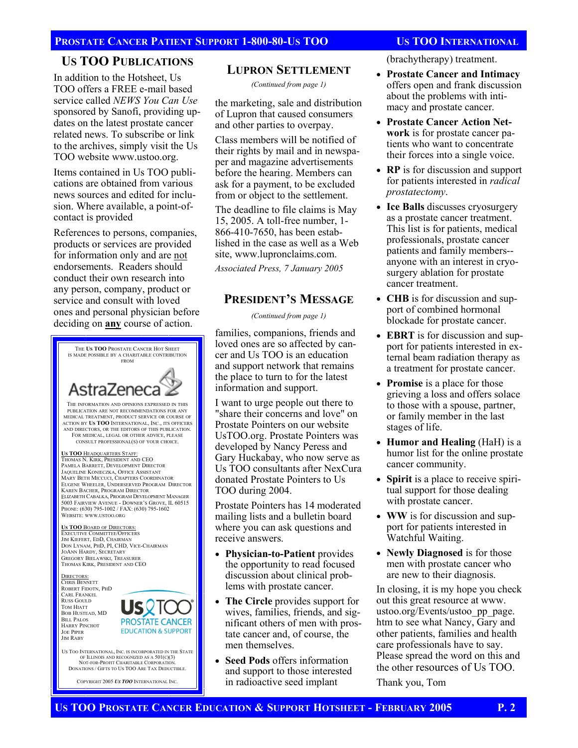## Us TOO Publications

In addition to the Hotsheet, Us TOO offers a FREE e-mail based service called *NEWS You Can Use* sponsored by Sanofi, providing updates on the latest prostate cancer related news. To subscribe or link to the archives, simply visit the Us TOO website www.ustoo.org.

Items contained in Us TOO publications are obtained from various news sources and edited for inclusion. Where available, a point-of-contact is provided

References to persons, companies, products or services are provided for information only and are not endorsements. Readers should conduct their own research into any person, company, product or service and consult with loved ones and personal physician before deciding on **any** course of action.

THE Us TOO PROSTATE CANCER HOT SHEET IS MADE POSSIBLE BY A CHARITABLE CONTRIBUTION FROM

AstraZeneca

THE INFORMATION AND OPINIONS EXPRESSED IN THIS PUBLICATION ARE NOT RECOMMENDATIONS FOR ANY MEDICAL TREATMENT, PRODUCT SERVICE OR COURSE OF ACTION BY Us TOO INTERNATIONAL, INC., ITS OFFICERS AND DIRECTORS, OR THE EDITORS OF THIS PUBLICATION. FOR MEDICAL, LEGAL OR OTHER ADVICE, PLEASE CONSULT PROFESSIONAL(S) OF YOUR CHOICE.

Us TOO HEADQUARTERS STAFF:
THOMAS N. KIRK, PRESIDENT AND CEO
PAMELA BARRETT, DEVELOPMENT DIRECTOR
JAQUELINE KONIECZKA, OFFICE ASSISTANT
MARY BETH MICCUCI, CHAPTERS COORDINATOR
EUGENE WHEELER, UNDERSERVED PROGRAM DIRECTOR
KAREN BACHER, PROGRAM DIRECTOR
ELIZABETH CABALKA, PROGRAM DEVELOPMENT MANAGER
5003 FAIRVIEW AVENUE - DOWNER'S GROVE, IL 60515
PHONE: (630) 795-1002 / FAX: (630) 795-1602
WEBSITE: WWW.USTOO.ORG

Us TOO BOARD OF DIRECTORS:
EXECUTIVE COMMITTEE/OFFICERS
JIM KIEFERT, EDD, CHAIRMAN
DON LYNAM, PHD, PI, CHD, VICE-CHAIRMAN
JOANN HARDY, SECRETARY
GREGORY BIELAWSKI, TREASURER
THOMAS KIRK, PRESIDENT AND CEO

DIRECTORS:
CHRIS BENNETT
ROBERT FIDOTN, PHD
CARL FRANKEL
RUSS GOULD
TOM HIATT
BOB HUSTEAD, MD
BILL PALOS
HARRY PINCHOT
JOE PIPER
JIM RABY

Us TOO PROSTATE CANCER EDUCATION & SUPPORT

US TOO INTERNATIONAL, INC. IS INCORPORATED IN THE STATE OF ILLINOIS AND RECOGNIZED AS A 501(C)(3) NOT-FOR-PROFIT CHARITABLE CORPORATION. DONATIONS / GIFTS TO US TOO ARE TAX DEDUCTIBLE.

COPYRIGHT 2005 Us TOO INTERNATIONAL INC.

## Lupron Settlement

*(Continued from page 1)*

the marketing, sale and distribution of Lupron that caused consumers and other parties to overpay.

Class members will be notified of their rights by mail and in newspaper and magazine advertisements before the hearing. Members can ask for a payment, to be excluded from or object to the settlement.

The deadline to file claims is May 15, 2005. A toll-free number, 1-866-410-7650, has been established in the case as well as a Web site, www.lupronclaims.com.

*Associated Press, 7 January 2005*

## President's Message

*(Continued from page 1)*

families, companions, friends and loved ones are so affected by cancer and Us TOO is an education and support network that remains the place to turn to for the latest information and support.

I want to urge people out there to "share their concerns and love" on Prostate Pointers on our website UsTOO.org. Prostate Pointers was developed by Nancy Peress and Gary Huckabay, who now serve as Us TOO consultants after NexCura donated Prostate Pointers to Us TOO during 2004.

Prostate Pointers has 14 moderated mailing lists and a bulletin board where you can ask questions and receive answers.

- **Physician-to-Patient** provides the opportunity to read focused discussion about clinical problems with prostate cancer.
- **The Circle** provides support for wives, families, friends, and significant others of men with prostate cancer and, of course, the men themselves.
- **Seed Pods** offers information and support to those interested in radioactive seed implant (brachytherapy) treatment.
- **Prostate Cancer and Intimacy** offers open and frank discussion about the problems with intimacy and prostate cancer.
- **Prostate Cancer Action Network** is for prostate cancer patients who want to concentrate their forces into a single voice.
- **RP** is for discussion and support for patients interested in *radical prostatectomy*.
- **Ice Balls** discusses cryosurgery as a prostate cancer treatment. This list is for patients, medical professionals, prostate cancer patients and family members--anyone with an interest in cryosurgery ablation for prostate cancer treatment.
- **CHB** is for discussion and support of combined hormonal blockade for prostate cancer.
- **EBRT** is for discussion and support for patients interested in external beam radiation therapy as a treatment for prostate cancer.
- **Promise** is a place for those grieving a loss and offers solace to those with a spouse, partner, or family member in the last stages of life.
- **Humor and Healing** (HaH) is a humor list for the online prostate cancer community.
- **Spirit** is a place to receive spiritual support for those dealing with prostate cancer.
- **WW** is for discussion and support for patients interested in Watchful Waiting.
- **Newly Diagnosed** is for those men with prostate cancer who are new to their diagnosis.

In closing, it is my hope you check out this great resource at www.ustoo.org/Events/ustoo_pp_page.htm to see what Nancy, Gary and other patients, families and health care professionals have to say. Please spread the word on this and the other resources of Us TOO.

Thank you, Tom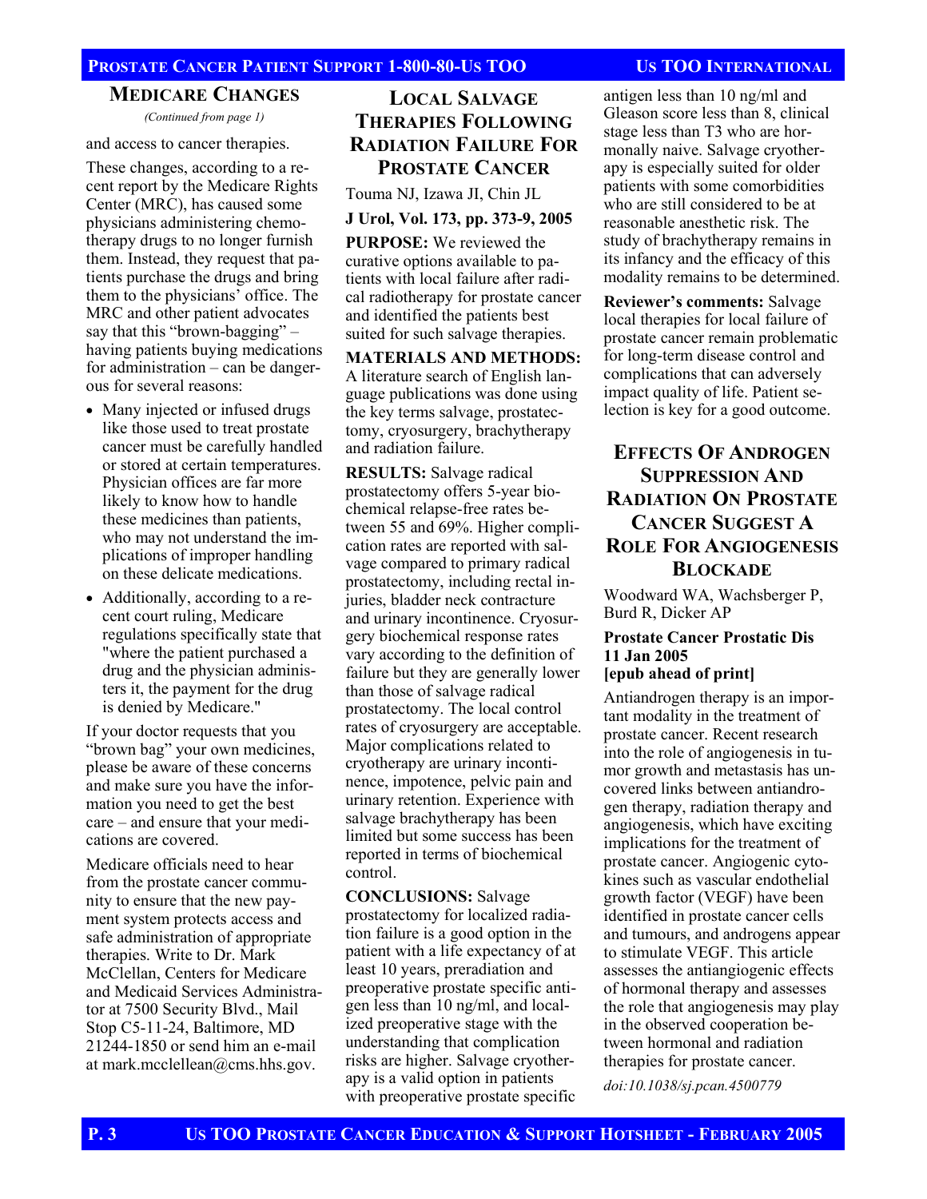## Medicare Changes

*(Continued from page 1)*

and access to cancer therapies.

These changes, according to a recent report by the Medicare Rights Center (MRC), has caused some physicians administering chemotherapy drugs to no longer furnish them. Instead, they request that patients purchase the drugs and bring them to the physicians' office. The MRC and other patient advocates say that this "brown-bagging" – having patients buying medications for administration – can be dangerous for several reasons:

- Many injected or infused drugs like those used to treat prostate cancer must be carefully handled or stored at certain temperatures. Physician offices are far more likely to know how to handle these medicines than patients, who may not understand the implications of improper handling on these delicate medications.
- Additionally, according to a recent court ruling, Medicare regulations specifically state that "where the patient purchased a drug and the physician administers it, the payment for the drug is denied by Medicare."

If your doctor requests that you "brown bag" your own medicines, please be aware of these concerns and make sure you have the information you need to get the best care – and ensure that your medications are covered.

Medicare officials need to hear from the prostate cancer community to ensure that the new payment system protects access and safe administration of appropriate therapies. Write to Dr. Mark McClellan, Centers for Medicare and Medicaid Services Administrator at 7500 Security Blvd., Mail Stop C5-11-24, Baltimore, MD 21244-1850 or send him an e-mail at mark.mcclellean@cms.hhs.gov.

## Local Salvage Therapies Following Radiation Failure For Prostate Cancer

Touma NJ, Izawa JI, Chin JL

**J Urol, Vol. 173, pp. 373-9, 2005**

**PURPOSE:** We reviewed the curative options available to patients with local failure after radical radiotherapy for prostate cancer and identified the patients best suited for such salvage therapies.

**MATERIALS AND METHODS:** A literature search of English language publications was done using the key terms salvage, prostatectomy, cryosurgery, brachytherapy and radiation failure.

**RESULTS:** Salvage radical prostatectomy offers 5-year biochemical relapse-free rates between 55 and 69%. Higher complication rates are reported with salvage compared to primary radical prostatectomy, including rectal injuries, bladder neck contracture and urinary incontinence. Cryosurgery biochemical response rates vary according to the definition of failure but they are generally lower than those of salvage radical prostatectomy. The local control rates of cryosurgery are acceptable. Major complications related to cryotherapy are urinary incontinence, impotence, pelvic pain and urinary retention. Experience with salvage brachytherapy has been limited but some success has been reported in terms of biochemical control.

**CONCLUSIONS:** Salvage prostatectomy for localized radiation failure is a good option in the patient with a life expectancy of at least 10 years, preradiation and preoperative prostate specific antigen less than 10 ng/ml, and localized preoperative stage with the understanding that complication risks are higher. Salvage cryotherapy is a valid option in patients with preoperative prostate specific antigen less than 10 ng/ml and Gleason score less than 8, clinical stage less than T3 who are hormonally naive. Salvage cryotherapy is especially suited for older patients with some comorbidities who are still considered to be at reasonable anesthetic risk. The study of brachytherapy remains in its infancy and the efficacy of this modality remains to be determined.

**Reviewer's comments:** Salvage local therapies for local failure of prostate cancer remain problematic for long-term disease control and complications that can adversely impact quality of life. Patient selection is key for a good outcome.

## Effects Of Androgen Suppression And Radiation On Prostate Cancer Suggest A Role For Angiogenesis Blockade

Woodward WA, Wachsberger P, Burd R, Dicker AP

**Prostate Cancer Prostatic Dis 11 Jan 2005 [epub ahead of print]**

Antiandrogen therapy is an important modality in the treatment of prostate cancer. Recent research into the role of angiogenesis in tumor growth and metastasis has uncovered links between antiandrogen therapy, radiation therapy and angiogenesis, which have exciting implications for the treatment of prostate cancer. Angiogenic cytokines such as vascular endothelial growth factor (VEGF) have been identified in prostate cancer cells and tumours, and androgens appear to stimulate VEGF. This article assesses the antiangiogenic effects of hormonal therapy and assesses the role that angiogenesis may play in the observed cooperation between hormonal and radiation therapies for prostate cancer.

*doi:10.1038/sj.pcan.4500779*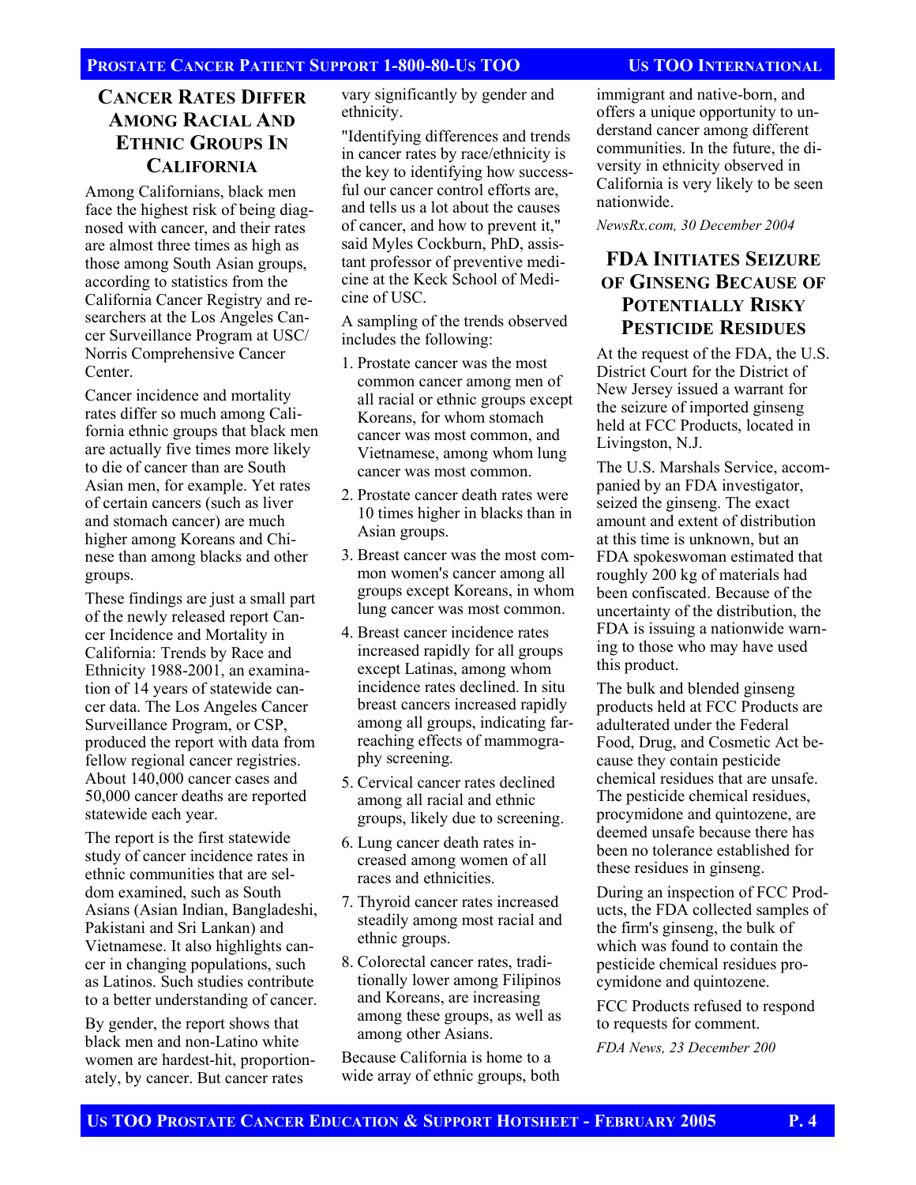## Cancer Rates Differ Among Racial And Ethnic Groups In California

Among Californians, black men face the highest risk of being diagnosed with cancer, and their rates are almost three times as high as those among South Asian groups, according to statistics from the California Cancer Registry and researchers at the Los Angeles Cancer Surveillance Program at USC/Norris Comprehensive Cancer Center.

Cancer incidence and mortality rates differ so much among California ethnic groups that black men are actually five times more likely to die of cancer than are South Asian men, for example. Yet rates of certain cancers (such as liver and stomach cancer) are much higher among Koreans and Chinese than among blacks and other groups.

These findings are just a small part of the newly released report Cancer Incidence and Mortality in California: Trends by Race and Ethnicity 1988-2001, an examination of 14 years of statewide cancer data. The Los Angeles Cancer Surveillance Program, or CSP, produced the report with data from fellow regional cancer registries. About 140,000 cancer cases and 50,000 cancer deaths are reported statewide each year.

The report is the first statewide study of cancer incidence rates in ethnic communities that are seldom examined, such as South Asians (Asian Indian, Bangladeshi, Pakistani and Sri Lankan) and Vietnamese. It also highlights cancer in changing populations, such as Latinos. Such studies contribute to a better understanding of cancer.

By gender, the report shows that black men and non-Latino white women are hardest-hit, proportionately, by cancer. But cancer rates vary significantly by gender and ethnicity.

"Identifying differences and trends in cancer rates by race/ethnicity is the key to identifying how successful our cancer control efforts are, and tells us a lot about the causes of cancer, and how to prevent it," said Myles Cockburn, PhD, assistant professor of preventive medicine at the Keck School of Medicine of USC.

A sampling of the trends observed includes the following:

1. Prostate cancer was the most common cancer among men of all racial or ethnic groups except Koreans, for whom stomach cancer was most common, and Vietnamese, among whom lung cancer was most common.
2. Prostate cancer death rates were 10 times higher in blacks than in Asian groups.
3. Breast cancer was the most common women's cancer among all groups except Koreans, in whom lung cancer was most common.
4. Breast cancer incidence rates increased rapidly for all groups except Latinas, among whom incidence rates declined. In situ breast cancers increased rapidly among all groups, indicating far-reaching effects of mammography screening.
5. Cervical cancer rates declined among all racial and ethnic groups, likely due to screening.
6. Lung cancer death rates increased among women of all races and ethnicities.
7. Thyroid cancer rates increased steadily among most racial and ethnic groups.
8. Colorectal cancer rates, traditionally lower among Filipinos and Koreans, are increasing among these groups, as well as among other Asians.

Because California is home to a wide array of ethnic groups, both immigrant and native-born, and offers a unique opportunity to understand cancer among different communities. In the future, the diversity in ethnicity observed in California is very likely to be seen nationwide.

*NewsRx.com, 30 December 2004*

## FDA Initiates Seizure of Ginseng Because of Potentially Risky Pesticide Residues

At the request of the FDA, the U.S. District Court for the District of New Jersey issued a warrant for the seizure of imported ginseng held at FCC Products, located in Livingston, N.J.

The U.S. Marshals Service, accompanied by an FDA investigator, seized the ginseng. The exact amount and extent of distribution at this time is unknown, but an FDA spokeswoman estimated that roughly 200 kg of materials had been confiscated. Because of the uncertainty of the distribution, the FDA is issuing a nationwide warning to those who may have used this product.

The bulk and blended ginseng products held at FCC Products are adulterated under the Federal Food, Drug, and Cosmetic Act because they contain pesticide chemical residues that are unsafe. The pesticide chemical residues, procymidone and quintozene, are deemed unsafe because there has been no tolerance established for these residues in ginseng.

During an inspection of FCC Products, the FDA collected samples of the firm's ginseng, the bulk of which was found to contain the pesticide chemical residues procymidone and quintozene.

FCC Products refused to respond to requests for comment.

*FDA News, 23 December 200*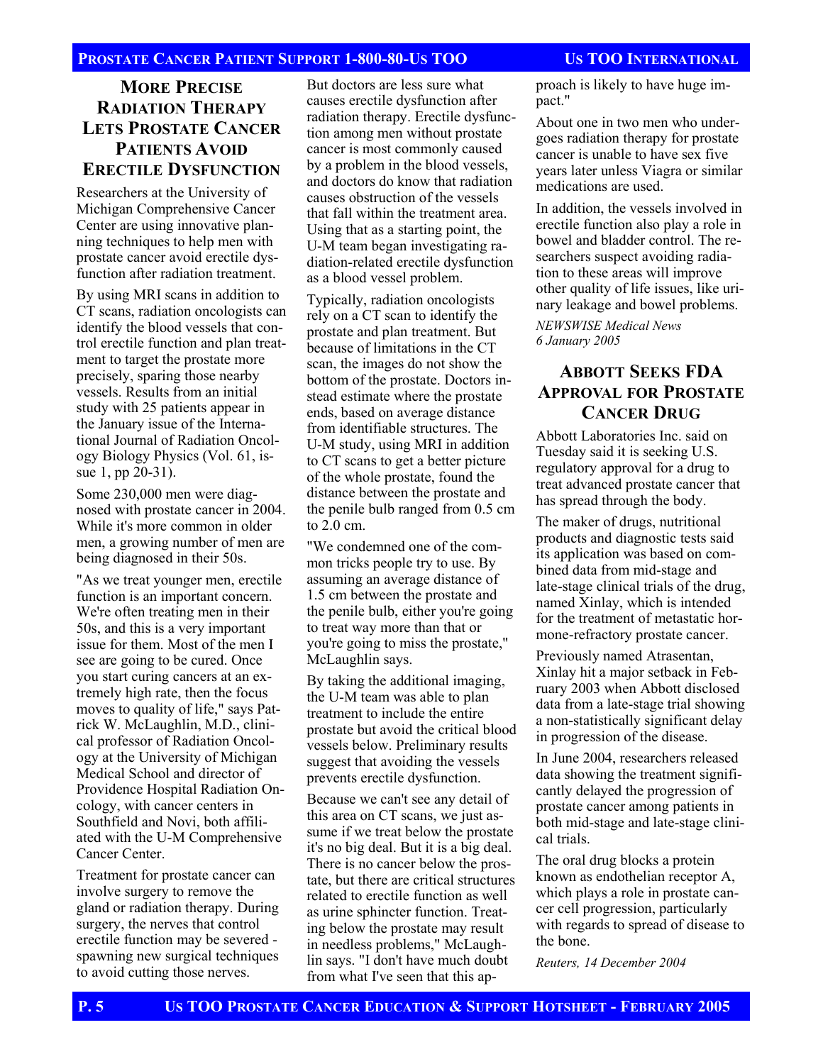## More Precise Radiation Therapy Lets Prostate Cancer Patients Avoid Erectile Dysfunction

Researchers at the University of Michigan Comprehensive Cancer Center are using innovative planning techniques to help men with prostate cancer avoid erectile dysfunction after radiation treatment.

By using MRI scans in addition to CT scans, radiation oncologists can identify the blood vessels that control erectile function and plan treatment to target the prostate more precisely, sparing those nearby vessels. Results from an initial study with 25 patients appear in the January issue of the International Journal of Radiation Oncology Biology Physics (Vol. 61, issue 1, pp 20-31).

Some 230,000 men were diagnosed with prostate cancer in 2004. While it's more common in older men, a growing number of men are being diagnosed in their 50s.

"As we treat younger men, erectile function is an important concern. We're often treating men in their 50s, and this is a very important issue for them. Most of the men I see are going to be cured. Once you start curing cancers at an extremely high rate, then the focus moves to quality of life," says Patrick W. McLaughlin, M.D., clinical professor of Radiation Oncology at the University of Michigan Medical School and director of Providence Hospital Radiation Oncology, with cancer centers in Southfield and Novi, both affiliated with the U-M Comprehensive Cancer Center.

Treatment for prostate cancer can involve surgery to remove the gland or radiation therapy. During surgery, the nerves that control erectile function may be severed - spawning new surgical techniques to avoid cutting those nerves.

But doctors are less sure what causes erectile dysfunction after radiation therapy. Erectile dysfunction among men without prostate cancer is most commonly caused by a problem in the blood vessels, and doctors do know that radiation causes obstruction of the vessels that fall within the treatment area. Using that as a starting point, the U-M team began investigating radiation-related erectile dysfunction as a blood vessel problem.

Typically, radiation oncologists rely on a CT scan to identify the prostate and plan treatment. But because of limitations in the CT scan, the images do not show the bottom of the prostate. Doctors instead estimate where the prostate ends, based on average distance from identifiable structures. The U-M study, using MRI in addition to CT scans to get a better picture of the whole prostate, found the distance between the prostate and the penile bulb ranged from 0.5 cm to 2.0 cm.

"We condemned one of the common tricks people try to use. By assuming an average distance of 1.5 cm between the prostate and the penile bulb, either you're going to treat way more than that or you're going to miss the prostate," McLaughlin says.

By taking the additional imaging, the U-M team was able to plan treatment to include the entire prostate but avoid the critical blood vessels below. Preliminary results suggest that avoiding the vessels prevents erectile dysfunction.

Because we can't see any detail of this area on CT scans, we just assume if we treat below the prostate it's no big deal. But it is a big deal. There is no cancer below the prostate, but there are critical structures related to erectile function as well as urine sphincter function. Treating below the prostate may result in needless problems," McLaughlin says. "I don't have much doubt from what I've seen that this approach is likely to have huge impact."

About one in two men who undergoes radiation therapy for prostate cancer is unable to have sex five years later unless Viagra or similar medications are used.

In addition, the vessels involved in erectile function also play a role in bowel and bladder control. The researchers suspect avoiding radiation to these areas will improve other quality of life issues, like urinary leakage and bowel problems.

*NEWSWISE Medical News*
*6 January 2005*

## Abbott Seeks FDA Approval for Prostate Cancer Drug

Abbott Laboratories Inc. said on Tuesday said it is seeking U.S. regulatory approval for a drug to treat advanced prostate cancer that has spread through the body.

The maker of drugs, nutritional products and diagnostic tests said its application was based on combined data from mid-stage and late-stage clinical trials of the drug, named Xinlay, which is intended for the treatment of metastatic hormone-refractory prostate cancer.

Previously named Atrasentan, Xinlay hit a major setback in February 2003 when Abbott disclosed data from a late-stage trial showing a non-statistically significant delay in progression of the disease.

In June 2004, researchers released data showing the treatment significantly delayed the progression of prostate cancer among patients in both mid-stage and late-stage clinical trials.

The oral drug blocks a protein known as endothelian receptor A, which plays a role in prostate cancer cell progression, particularly with regards to spread of disease to the bone.

*Reuters, 14 December 2004*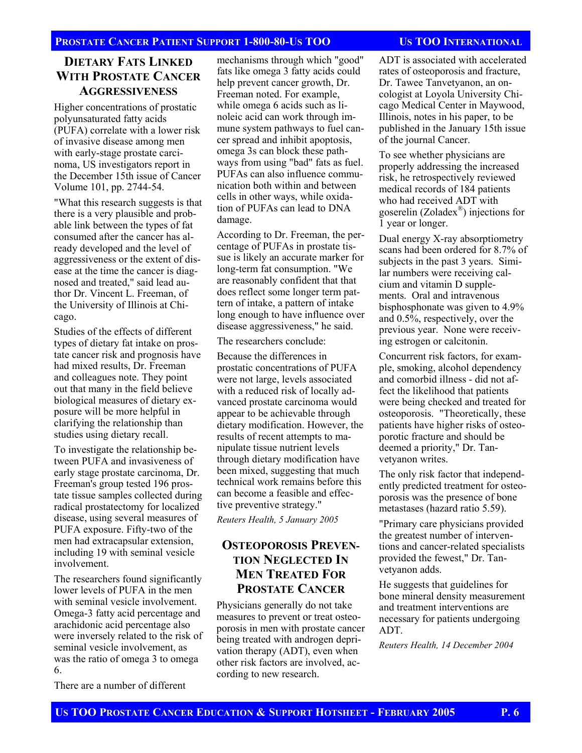## Dietary Fats Linked With Prostate Cancer Aggressiveness

Higher concentrations of prostatic polyunsaturated fatty acids (PUFA) correlate with a lower risk of invasive disease among men with early-stage prostate carcinoma, US investigators report in the December 15th issue of Cancer Volume 101, pp. 2744-54.

"What this research suggests is that there is a very plausible and probable link between the types of fat consumed after the cancer has already developed and the level of aggressiveness or the extent of disease at the time the cancer is diagnosed and treated," said lead author Dr. Vincent L. Freeman, of the University of Illinois at Chicago.

Studies of the effects of different types of dietary fat intake on prostate cancer risk and prognosis have had mixed results, Dr. Freeman and colleagues note. They point out that many in the field believe biological measures of dietary exposure will be more helpful in clarifying the relationship than studies using dietary recall.

To investigate the relationship between PUFA and invasiveness of early stage prostate carcinoma, Dr. Freeman's group tested 196 prostate tissue samples collected during radical prostatectomy for localized disease, using several measures of PUFA exposure. Fifty-two of the men had extracapsular extension, including 19 with seminal vesicle involvement.

The researchers found significantly lower levels of PUFA in the men with seminal vesicle involvement. Omega-3 fatty acid percentage and arachidonic acid percentage also were inversely related to the risk of seminal vesicle involvement, as was the ratio of omega 3 to omega 6.

There are a number of different mechanisms through which "good" fats like omega 3 fatty acids could help prevent cancer growth, Dr. Freeman noted. For example, while omega 6 acids such as linoleic acid can work through immune system pathways to fuel cancer spread and inhibit apoptosis, omega 3s can block these pathways from using "bad" fats as fuel. PUFAs can also influence communication both within and between cells in other ways, while oxidation of PUFAs can lead to DNA damage.

According to Dr. Freeman, the percentage of PUFAs in prostate tissue is likely an accurate marker for long-term fat consumption. "We are reasonably confident that that does reflect some longer term pattern of intake, a pattern of intake long enough to have influence over disease aggressiveness," he said.

The researchers conclude:

Because the differences in prostatic concentrations of PUFA were not large, levels associated with a reduced risk of locally advanced prostate carcinoma would appear to be achievable through dietary modification. However, the results of recent attempts to manipulate tissue nutrient levels through dietary modification have been mixed, suggesting that much technical work remains before this can become a feasible and effective preventive strategy."

*Reuters Health, 5 January 2005*

## Osteoporosis Prevention Neglected In Men Treated For Prostate Cancer

Physicians generally do not take measures to prevent or treat osteoporosis in men with prostate cancer being treated with androgen deprivation therapy (ADT), even when other risk factors are involved, according to new research.

ADT is associated with accelerated rates of osteoporosis and fracture, Dr. Tawee Tanvetyanon, an oncologist at Loyola University Chicago Medical Center in Maywood, Illinois, notes in his paper, to be published in the January 15th issue of the journal Cancer.

To see whether physicians are properly addressing the increased risk, he retrospectively reviewed medical records of 184 patients who had received ADT with goserelin (Zoladex®) injections for 1 year or longer.

Dual energy X-ray absorptiometry scans had been ordered for 8.7% of subjects in the past 3 years. Similar numbers were receiving calcium and vitamin D supplements. Oral and intravenous bisphosphonate was given to 4.9% and 0.5%, respectively, over the previous year. None were receiving estrogen or calcitonin.

Concurrent risk factors, for example, smoking, alcohol dependency and comorbid illness - did not affect the likelihood that patients were being checked and treated for osteoporosis. "Theoretically, these patients have higher risks of osteoporotic fracture and should be deemed a priority," Dr. Tanvetyanon writes.

The only risk factor that independently predicted treatment for osteoporosis was the presence of bone metastases (hazard ratio 5.59).

"Primary care physicians provided the greatest number of interventions and cancer-related specialists provided the fewest," Dr. Tanvetyanon adds.

He suggests that guidelines for bone mineral density measurement and treatment interventions are necessary for patients undergoing ADT.

*Reuters Health, 14 December 2004*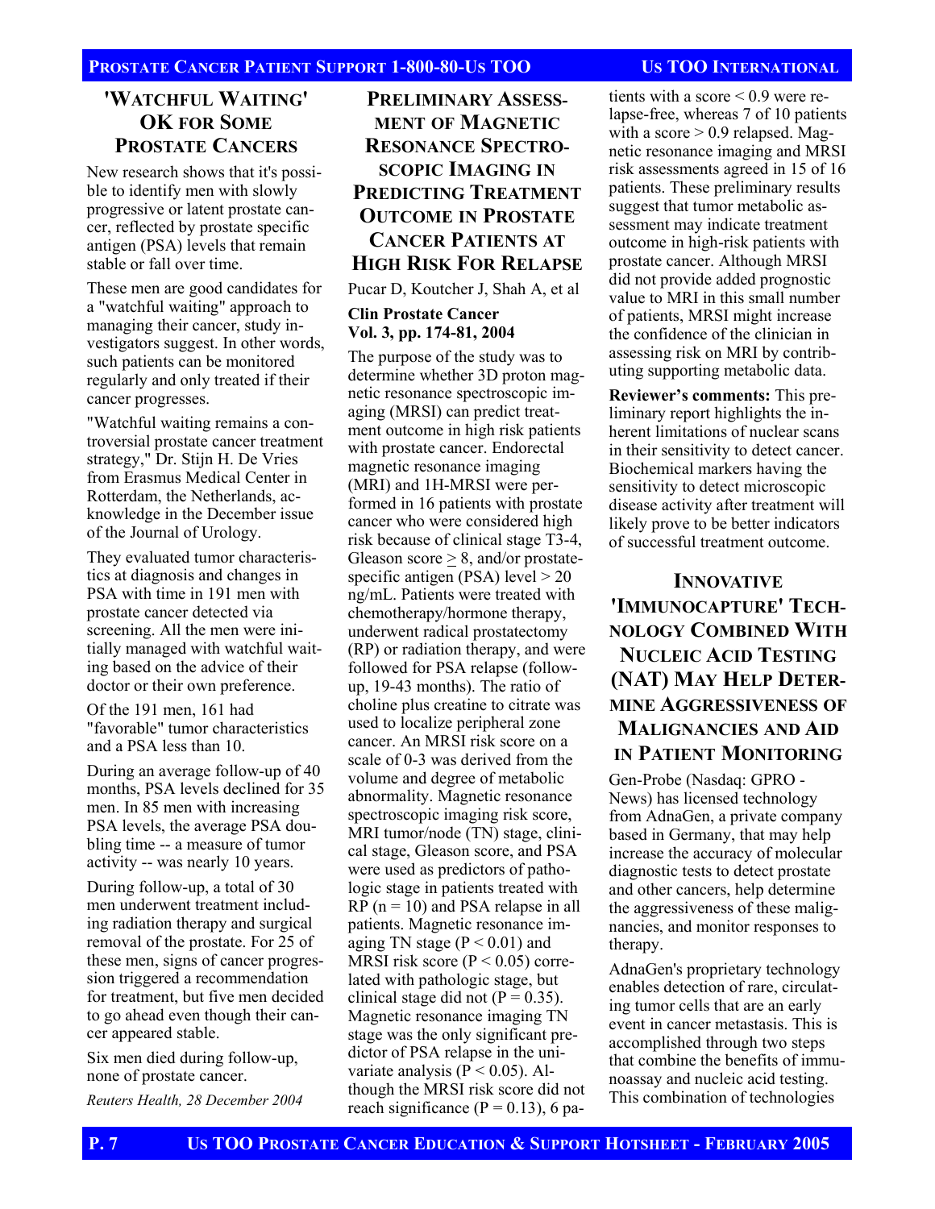## 'WATCHFUL WAITING' OK FOR SOME PROSTATE CANCERS

New research shows that it's possible to identify men with slowly progressive or latent prostate cancer, reflected by prostate specific antigen (PSA) levels that remain stable or fall over time.

These men are good candidates for a "watchful waiting" approach to managing their cancer, study investigators suggest. In other words, such patients can be monitored regularly and only treated if their cancer progresses.

"Watchful waiting remains a controversial prostate cancer treatment strategy," Dr. Stijn H. De Vries from Erasmus Medical Center in Rotterdam, the Netherlands, acknowledge in the December issue of the Journal of Urology.

They evaluated tumor characteristics at diagnosis and changes in PSA with time in 191 men with prostate cancer detected via screening. All the men were initially managed with watchful waiting based on the advice of their doctor or their own preference.

Of the 191 men, 161 had "favorable" tumor characteristics and a PSA less than 10.

During an average follow-up of 40 months, PSA levels declined for 35 men. In 85 men with increasing PSA levels, the average PSA doubling time -- a measure of tumor activity -- was nearly 10 years.

During follow-up, a total of 30 men underwent treatment including radiation therapy and surgical removal of the prostate. For 25 of these men, signs of cancer progression triggered a recommendation for treatment, but five men decided to go ahead even though their cancer appeared stable.

Six men died during follow-up, none of prostate cancer.

*Reuters Health, 28 December 2004*

## PRELIMINARY ASSESSMENT OF MAGNETIC RESONANCE SPECTROSCOPIC IMAGING IN PREDICTING TREATMENT OUTCOME IN PROSTATE CANCER PATIENTS AT HIGH RISK FOR RELAPSE

Pucar D, Koutcher J, Shah A, et al

**Clin Prostate Cancer**
**Vol. 3, pp. 174-81, 2004**

The purpose of the study was to determine whether 3D proton magnetic resonance spectroscopic imaging (MRSI) can predict treatment outcome in high risk patients with prostate cancer. Endorectal magnetic resonance imaging (MRI) and 1H-MRSI were performed in 16 patients with prostate cancer who were considered high risk because of clinical stage T3-4, Gleason score $\geq$ 8, and/or prostate-specific antigen (PSA) level > 20 ng/mL. Patients were treated with chemotherapy/hormone therapy, underwent radical prostatectomy (RP) or radiation therapy, and were followed for PSA relapse (follow-up, 19-43 months). The ratio of choline plus creatine to citrate was used to localize peripheral zone cancer. An MRSI risk score on a scale of 0-3 was derived from the volume and degree of metabolic abnormality. Magnetic resonance spectroscopic imaging risk score, MRI tumor/node (TN) stage, clinical stage, Gleason score, and PSA were used as predictors of pathologic stage in patients treated with RP (n = 10) and PSA relapse in all patients. Magnetic resonance imaging TN stage ($P < 0.01$) and MRSI risk score ($P < 0.05$) correlated with pathologic stage, but clinical stage did not ($P = 0.35$). Magnetic resonance imaging TN stage was the only significant predictor of PSA relapse in the univariate analysis ($P < 0.05$). Although the MRSI risk score did not reach significance ($P = 0.13$), 6 patients with a score < 0.9 were relapse-free, whereas 7 of 10 patients with a score > 0.9 relapsed. Magnetic resonance imaging and MRSI risk assessments agreed in 15 of 16 patients. These preliminary results suggest that tumor metabolic assessment may indicate treatment outcome in high-risk patients with prostate cancer. Although MRSI did not provide added prognostic value to MRI in this small number of patients, MRSI might increase the confidence of the clinician in assessing risk on MRI by contributing supporting metabolic data.

**Reviewer's comments:** This preliminary report highlights the inherent limitations of nuclear scans in their sensitivity to detect cancer. Biochemical markers having the sensitivity to detect microscopic disease activity after treatment will likely prove to be better indicators of successful treatment outcome.

## INNOVATIVE 'IMMUNOCAPTURE' TECHNOLOGY COMBINED WITH NUCLEIC ACID TESTING (NAT) MAY HELP DETERMINE AGGRESSIVENESS OF MALIGNANCIES AND AID IN PATIENT MONITORING

Gen-Probe (Nasdaq: GPRO - News) has licensed technology from AdnaGen, a private company based in Germany, that may help increase the accuracy of molecular diagnostic tests to detect prostate and other cancers, help determine the aggressiveness of these malignancies, and monitor responses to therapy.

AdnaGen's proprietary technology enables detection of rare, circulating tumor cells that are an early event in cancer metastasis. This is accomplished through two steps that combine the benefits of immunoassay and nucleic acid testing. This combination of technologies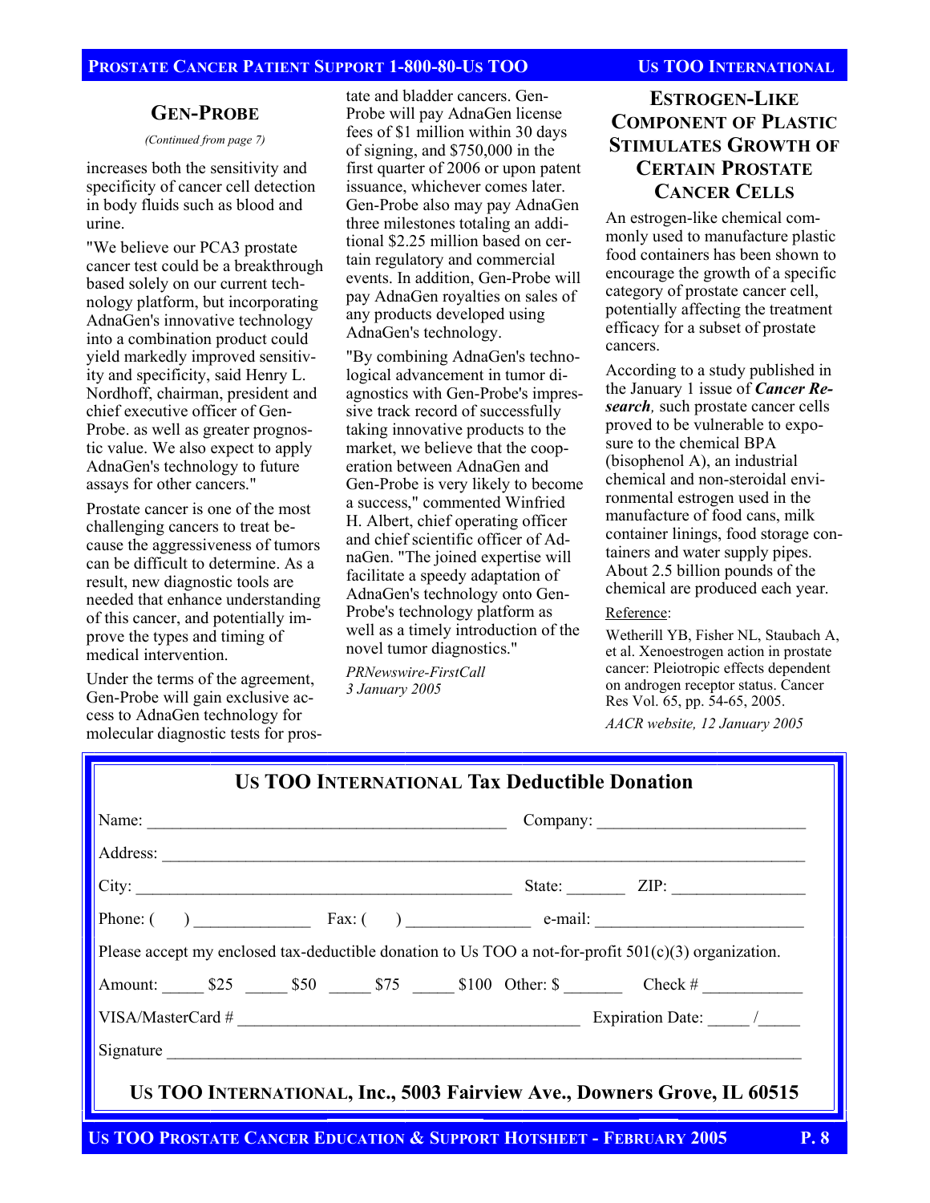## GEN-PROBE

*(Continued from page 7)*

increases both the sensitivity and specificity of cancer cell detection in body fluids such as blood and urine.

"We believe our PCA3 prostate cancer test could be a breakthrough based solely on our current technology platform, but incorporating AdnaGen's innovative technology into a combination product could yield markedly improved sensitivity and specificity, said Henry L. Nordhoff, chairman, president and chief executive officer of Gen-Probe. as well as greater prognostic value. We also expect to apply AdnaGen's technology to future assays for other cancers."

Prostate cancer is one of the most challenging cancers to treat because the aggressiveness of tumors can be difficult to determine. As a result, new diagnostic tools are needed that enhance understanding of this cancer, and potentially improve the types and timing of medical intervention.

Under the terms of the agreement, Gen-Probe will gain exclusive access to AdnaGen technology for molecular diagnostic tests for prostate and bladder cancers. Gen-Probe will pay AdnaGen license fees of $1 million within 30 days of signing, and $750,000 in the first quarter of 2006 or upon patent issuance, whichever comes later. Gen-Probe also may pay AdnaGen three milestones totaling an additional $2.25 million based on certain regulatory and commercial events. In addition, Gen-Probe will pay AdnaGen royalties on sales of any products developed using AdnaGen's technology.

"By combining AdnaGen's technological advancement in tumor diagnostics with Gen-Probe's impressive track record of successfully taking innovative products to the market, we believe that the cooperation between AdnaGen and Gen-Probe is very likely to become a success," commented Winfried H. Albert, chief operating officer and chief scientific officer of AdnaGen. "The joined expertise will facilitate a speedy adaptation of AdnaGen's technology onto Gen-Probe's technology platform as well as a timely introduction of the novel tumor diagnostics."

*PRNewswire-FirstCall*
*3 January 2005*

## ESTROGEN-LIKE COMPONENT OF PLASTIC STIMULATES GROWTH OF CERTAIN PROSTATE CANCER CELLS

An estrogen-like chemical commonly used to manufacture plastic food containers has been shown to encourage the growth of a specific category of prostate cancer cell, potentially affecting the treatment efficacy for a subset of prostate cancers.

According to a study published in the January 1 issue of ***Cancer Research**,* such prostate cancer cells proved to be vulnerable to exposure to the chemical BPA (bisophenol A), an industrial chemical and non-steroidal environmental estrogen used in the manufacture of food cans, milk container linings, food storage containers and water supply pipes. About 2.5 billion pounds of the chemical are produced each year.

Reference:

Wetherill YB, Fisher NL, Staubach A, et al. Xenoestrogen action in prostate cancer: Pleiotropic effects dependent on androgen receptor status. Cancer Res Vol. 65, pp. 54-65, 2005.

*AACR website, 12 January 2005*

---

### US TOO INTERNATIONAL Tax Deductible Donation

Name: ________________________________________ Company: ______________________

Address: ______________________________________________________________________

City: __________________________________________ State: _______ ZIP: _______________

Phone: (    ) _____________ Fax: (    ) ______________ e-mail: _______________________

Please accept my enclosed tax-deductible donation to Us TOO a not-for-profit 501(c)(3) organization.

Amount: _____ $25 _____ $50 _____ $75 _____ $100 Other: $ _______ Check # ___________

VISA/MasterCard # ______________________________________ Expiration Date: _____ /_____

Signature ______________________________________________________________________

**US TOO INTERNATIONAL, Inc., 5003 Fairview Ave., Downers Grove, IL 60515**